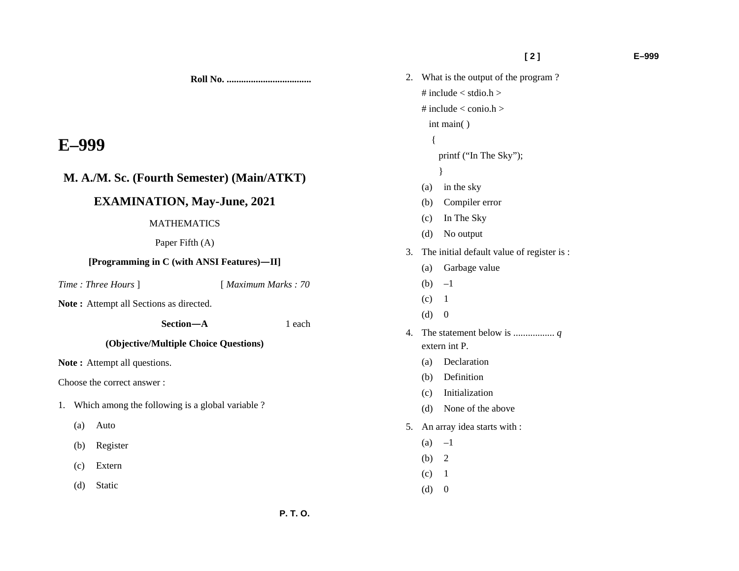Roll No. ...................................

# E–999

## M. A./M. Sc. (Fourth Semester) (Main/ATKT)

## EXAMINATION, May-June, 2021

MATHEMATICS

Paper Fifth (A)

**[Programming in C (with ANSI Features)—II]**

*Time : Three Hours* ] [ *Maximum Marks : 70*

**Note :** Attempt all Sections as directed.

**Section—A** 1 each

**(Objective/Multiple Choice Questions)**

**Note :** Attempt all questions.

Choose the correct answer :

1. Which among the following is a global variable ?
   - (a) Auto
   - (b) Register
   - (c) Extern
   - (d) Static

2. What is the output of the program ?

```
# include < stdio.h >
# include < conio.h >
  int main( )
   {
      printf ("In The Sky");
      }
```

   - (a) in the sky
   - (b) Compiler error
   - (c) In The Sky
   - (d) No output

3. The initial default value of register is :
   - (a) Garbage value
   - (b) –1
   - (c) 1
   - (d) 0

4. The statement below is ................. *q*
   extern int P.
   - (a) Declaration
   - (b) Definition
   - (c) Initialization
   - (d) None of the above

5. An array idea starts with :
   - (a) –1
   - (b) 2
   - (c) 1
   - (d) 0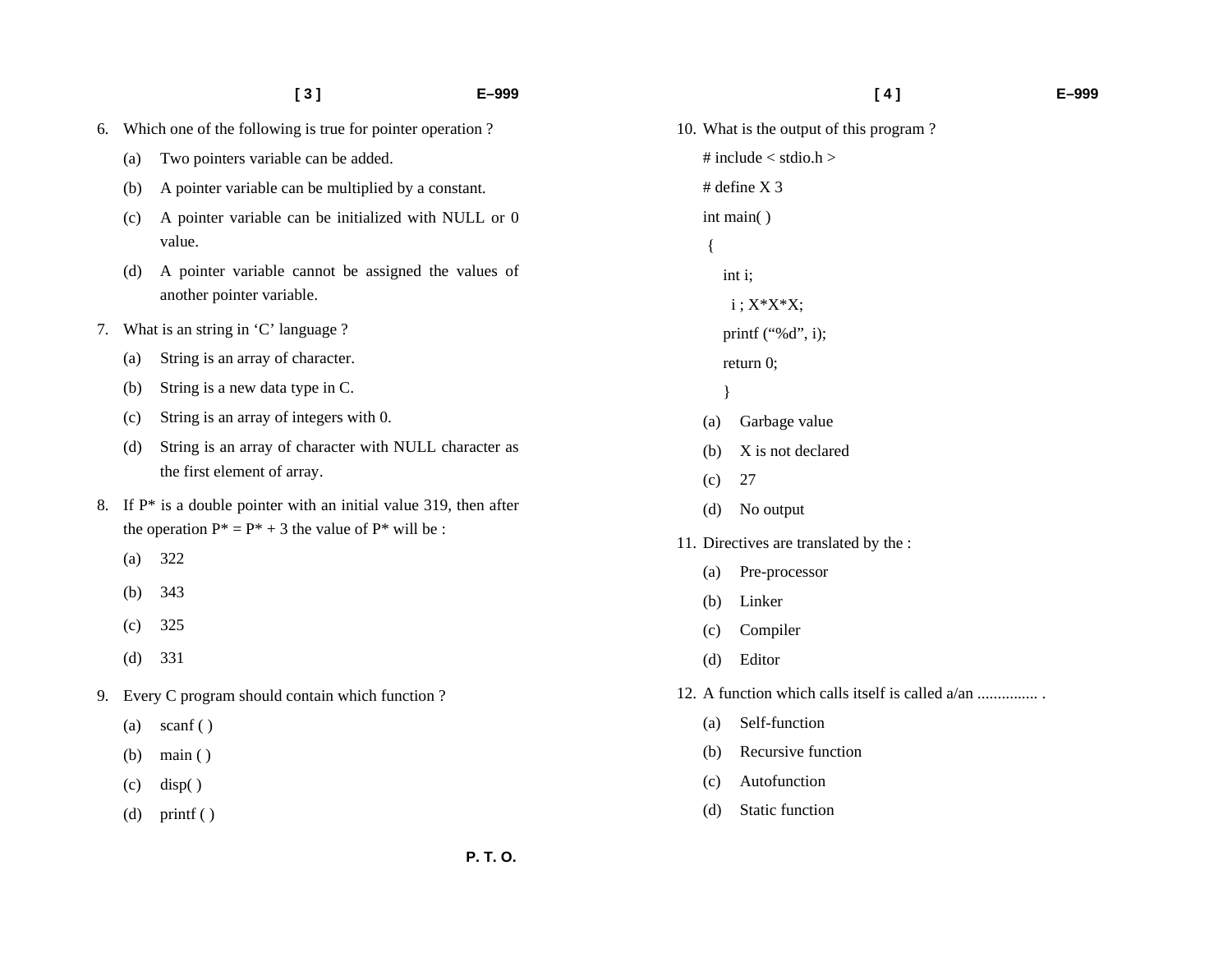6. Which one of the following is true for pointer operation ?
   - (a) Two pointers variable can be added.
   - (b) A pointer variable can be multiplied by a constant.
   - (c) A pointer variable can be initialized with NULL or 0 value.
   - (d) A pointer variable cannot be assigned the values of another pointer variable.

7. What is an string in 'C' language ?
   - (a) String is an array of character.
   - (b) String is a new data type in C.
   - (c) String is an array of integers with 0.
   - (d) String is an array of character with NULL character as the first element of array.

8. If P* is a double pointer with an initial value 319, then after the operation P* = P* + 3 the value of P* will be :
   - (a) 322
   - (b) 343
   - (c) 325
   - (d) 331

9. Every C program should contain which function ?
   - (a) scanf ( )
   - (b) main ( )
   - (c) disp( )
   - (d) printf ( )

10. What is the output of this program ?

```
# include < stdio.h >
# define X 3
int main( )
 {
    int i;
     i ; X*X*X;
    printf (“%d”, i);
    return 0;
    }
```

   - (a) Garbage value
   - (b) X is not declared
   - (c) 27
   - (d) No output

11. Directives are translated by the :
   - (a) Pre-processor
   - (b) Linker
   - (c) Compiler
   - (d) Editor

12. A function which calls itself is called a/an ............... .
   - (a) Self-function
   - (b) Recursive function
   - (c) Autofunction
   - (d) Static function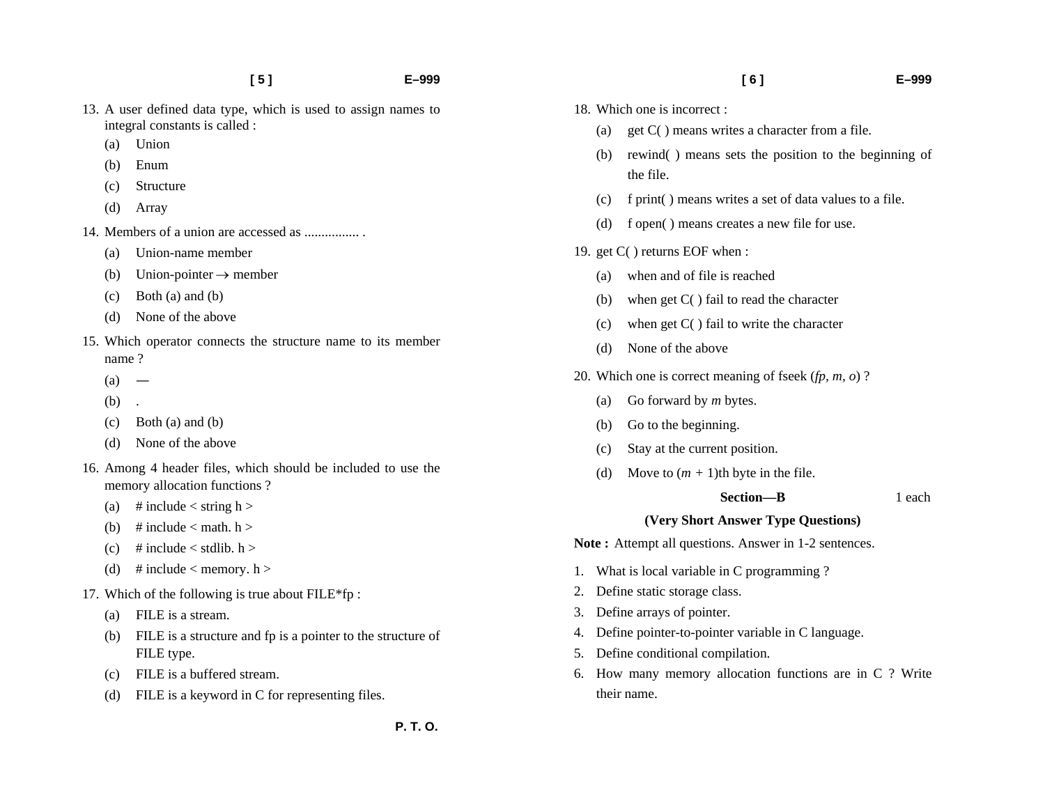13. A user defined data type, which is used to assign names to integral constants is called :

    (a) Union
    (b) Enum
    (c) Structure
    (d) Array

14. Members of a union are accessed as ................ .

    (a) Union-name member
    (b) Union-pointer $\rightarrow$ member
    (c) Both (a) and (b)
    (d) None of the above

15. Which operator connects the structure name to its member name ?

    (a) —
    (b) .
    (c) Both (a) and (b)
    (d) None of the above

16. Among 4 header files, which should be included to use the memory allocation functions ?

    (a) # include < string h >
    (b) # include < math. h >
    (c) # include < stdlib. h >
    (d) # include < memory. h >

17. Which of the following is true about FILE*fp :

    (a) FILE is a stream.
    (b) FILE is a structure and fp is a pointer to the structure of FILE type.
    (c) FILE is a buffered stream.
    (d) FILE is a keyword in C for representing files.

18. Which one is incorrect :

    (a) get C( ) means writes a character from a file.
    (b) rewind( ) means sets the position to the beginning of the file.
    (c) f print( ) means writes a set of data values to a file.
    (d) f open( ) means creates a new file for use.

19. get C( ) returns EOF when :

    (a) when and of file is reached
    (b) when get C( ) fail to read the character
    (c) when get C( ) fail to write the character
    (d) None of the above

20. Which one is correct meaning of fseek (*fp*, *m*, *o*) ?

    (a) Go forward by *m* bytes.
    (b) Go to the beginning.
    (c) Stay at the current position.
    (d) Move to ($m$ + 1)th byte in the file.

## Section—B

1 each

### (Very Short Answer Type Questions)

**Note :** Attempt all questions. Answer in 1-2 sentences.

1. What is local variable in C programming ?
2. Define static storage class.
3. Define arrays of pointer.
4. Define pointer-to-pointer variable in C language.
5. Define conditional compilation.
6. How many memory allocation functions are in C ? Write their name.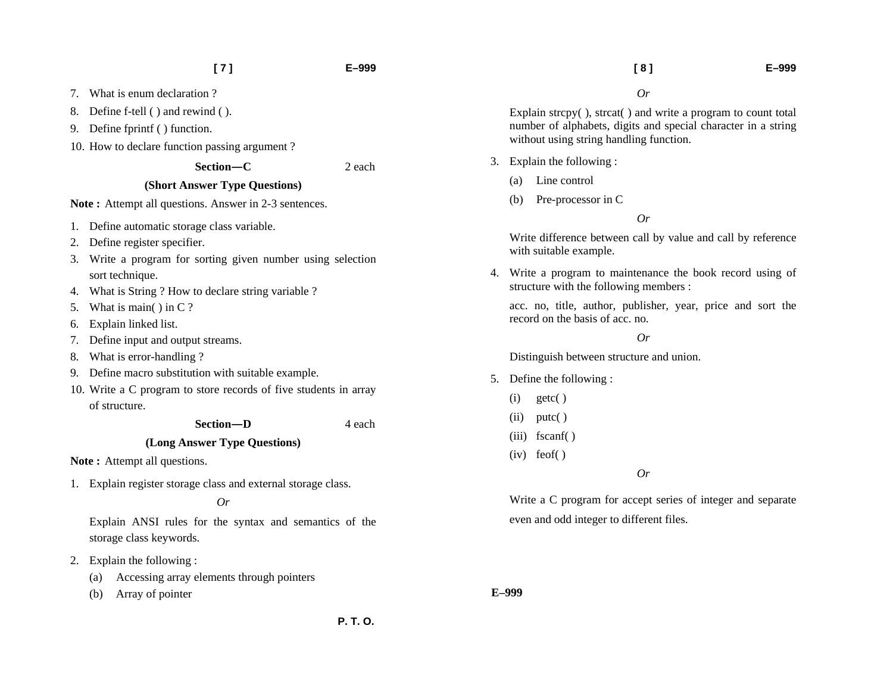7. What is enum declaration ?
8. Define f-tell ( ) and rewind ( ).
9. Define fprintf ( ) function.
10. How to declare function passing argument ?

### Section—C 2 each

**(Short Answer Type Questions)**

**Note :** Attempt all questions. Answer in 2-3 sentences.

1. Define automatic storage class variable.
2. Define register specifier.
3. Write a program for sorting given number using selection sort technique.
4. What is String ? How to declare string variable ?
5. What is main( ) in C ?
6. Explain linked list.
7. Define input and output streams.
8. What is error-handling ?
9. Define macro substitution with suitable example.
10. Write a C program to store records of five students in array of structure.

### Section—D 4 each

**(Long Answer Type Questions)**

**Note :** Attempt all questions.

1. Explain register storage class and external storage class.

   *Or*

   Explain ANSI rules for the syntax and semantics of the storage class keywords.

2. Explain the following :

   (a) Accessing array elements through pointers

   (b) Array of pointer

   *Or*

   Explain strcpy( ), strcat( ) and write a program to count total number of alphabets, digits and special character in a string without using string handling function.

3. Explain the following :

   (a) Line control

   (b) Pre-processor in C

   *Or*

   Write difference between call by value and call by reference with suitable example.

4. Write a program to maintenance the book record using of structure with the following members :

   acc. no, title, author, publisher, year, price and sort the record on the basis of acc. no.

   *Or*

   Distinguish between structure and union.

5. Define the following :

   (i) getc( )

   (ii) putc( )

   (iii) fscanf( )

   (iv) feof( )

   *Or*

   Write a C program for accept series of integer and separate even and odd integer to different files.